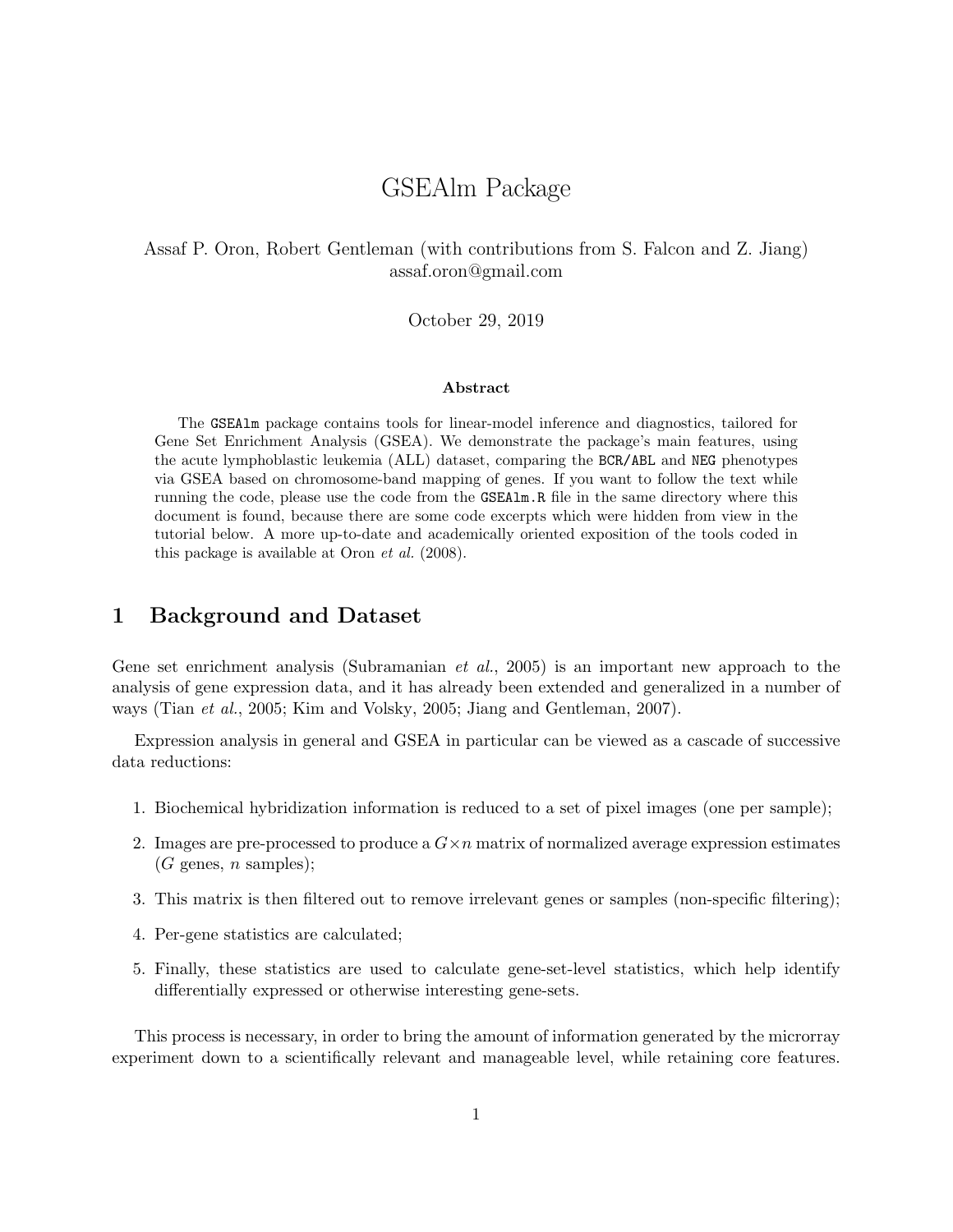# GSEAlm Package

Assaf P. Oron, Robert Gentleman (with contributions from S. Falcon and Z. Jiang)
assaf.oron@gmail.com

October 29, 2019

**Abstract**

The `GSEAlm` package contains tools for linear-model inference and diagnostics, tailored for Gene Set Enrichment Analysis (GSEA). We demonstrate the package's main features, using the acute lymphoblastic leukemia (ALL) dataset, comparing the `BCR/ABL` and `NEG` phenotypes via GSEA based on chromosome-band mapping of genes. If you want to follow the text while running the code, please use the code from the `GSEAlm.R` file in the same directory where this document is found, because there are some code excerpts which were hidden from view in the tutorial below. A more up-to-date and academically oriented exposition of the tools coded in this package is available at Oron *et al.* (2008).

## 1 Background and Dataset

Gene set enrichment analysis (Subramanian *et al.*, 2005) is an important new approach to the analysis of gene expression data, and it has already been extended and generalized in a number of ways (Tian *et al.*, 2005; Kim and Volsky, 2005; Jiang and Gentleman, 2007).

Expression analysis in general and GSEA in particular can be viewed as a cascade of successive data reductions:

1. Biochemical hybridization information is reduced to a set of pixel images (one per sample);
2. Images are pre-processed to produce a $G \times n$ matrix of normalized average expression estimates ($G$ genes, $n$ samples);
3. This matrix is then filtered out to remove irrelevant genes or samples (non-specific filtering);
4. Per-gene statistics are calculated;
5. Finally, these statistics are used to calculate gene-set-level statistics, which help identify differentially expressed or otherwise interesting gene-sets.

This process is necessary, in order to bring the amount of information generated by the microrray experiment down to a scientifically relevant and manageable level, while retaining core features.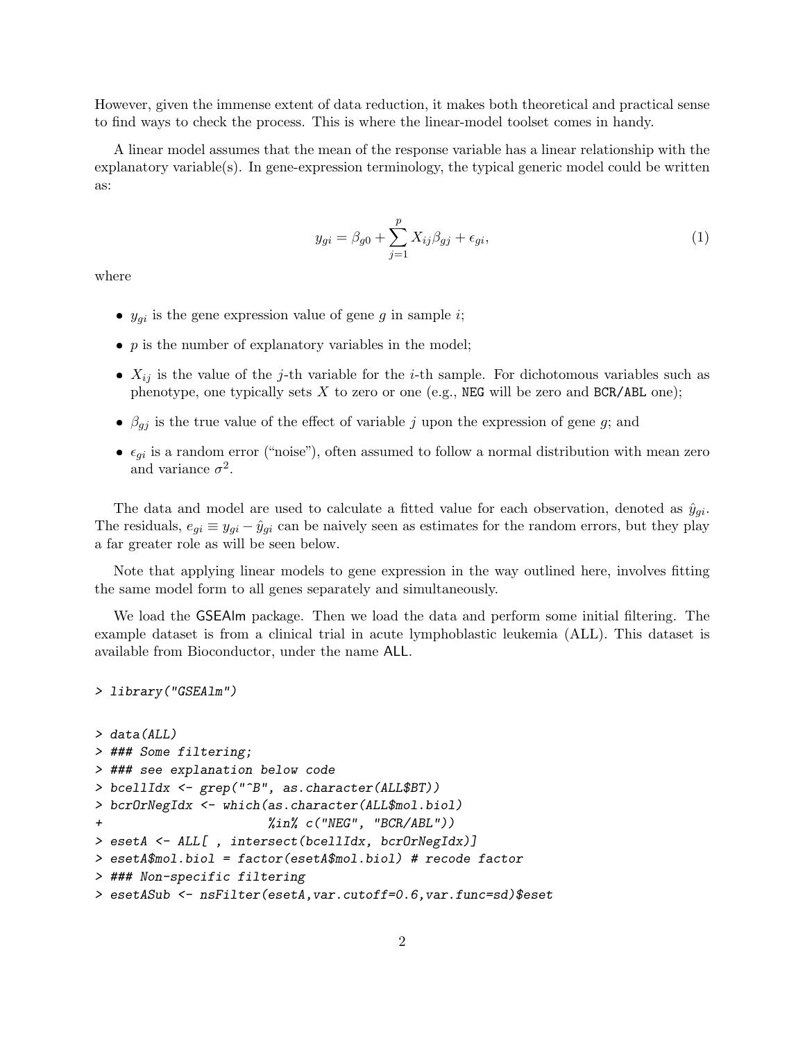However, given the immense extent of data reduction, it makes both theoretical and practical sense to find ways to check the process. This is where the linear-model toolset comes in handy.

A linear model assumes that the mean of the response variable has a linear relationship with the explanatory variable(s). In gene-expression terminology, the typical generic model could be written as:

$$y_{gi} = \beta_{g0} + \sum_{j=1}^{p} X_{ij}\beta_{gj} + \epsilon_{gi}, \tag{1}$$

where

- $y_{gi}$ is the gene expression value of gene $g$ in sample $i$;
- $p$ is the number of explanatory variables in the model;
- $X_{ij}$ is the value of the $j$-th variable for the $i$-th sample. For dichotomous variables such as phenotype, one typically sets $X$ to zero or one (e.g., `NEG` will be zero and `BCR/ABL` one);
- $\beta_{gj}$ is the true value of the effect of variable $j$ upon the expression of gene $g$; and
- $\epsilon_{gi}$ is a random error ("noise"), often assumed to follow a normal distribution with mean zero and variance $\sigma^2$.

The data and model are used to calculate a fitted value for each observation, denoted as $\hat{y}_{gi}$. The residuals, $e_{gi} \equiv y_{gi} - \hat{y}_{gi}$ can be naively seen as estimates for the random errors, but they play a far greater role as will be seen below.

Note that applying linear models to gene expression in the way outlined here, involves fitting the same model form to all genes separately and simultaneously.

We load the GSEAlm package. Then we load the data and perform some initial filtering. The example dataset is from a clinical trial in acute lymphoblastic leukemia (ALL). This dataset is available from Bioconductor, under the name ALL.

```
> library("GSEAlm")
```

```
> data(ALL)
> ### Some filtering;
> ### see explanation below code
> bcellIdx <- grep("^B", as.character(ALL$BT))
> bcrOrNegIdx <- which(as.character(ALL$mol.biol)
+                       %in% c("NEG", "BCR/ABL"))
> esetA <- ALL[ , intersect(bcellIdx, bcrOrNegIdx)]
> esetA$mol.biol = factor(esetA$mol.biol) # recode factor
> ### Non-specific filtering
> esetASub <- nsFilter(esetA,var.cutoff=0.6,var.func=sd)$eset
```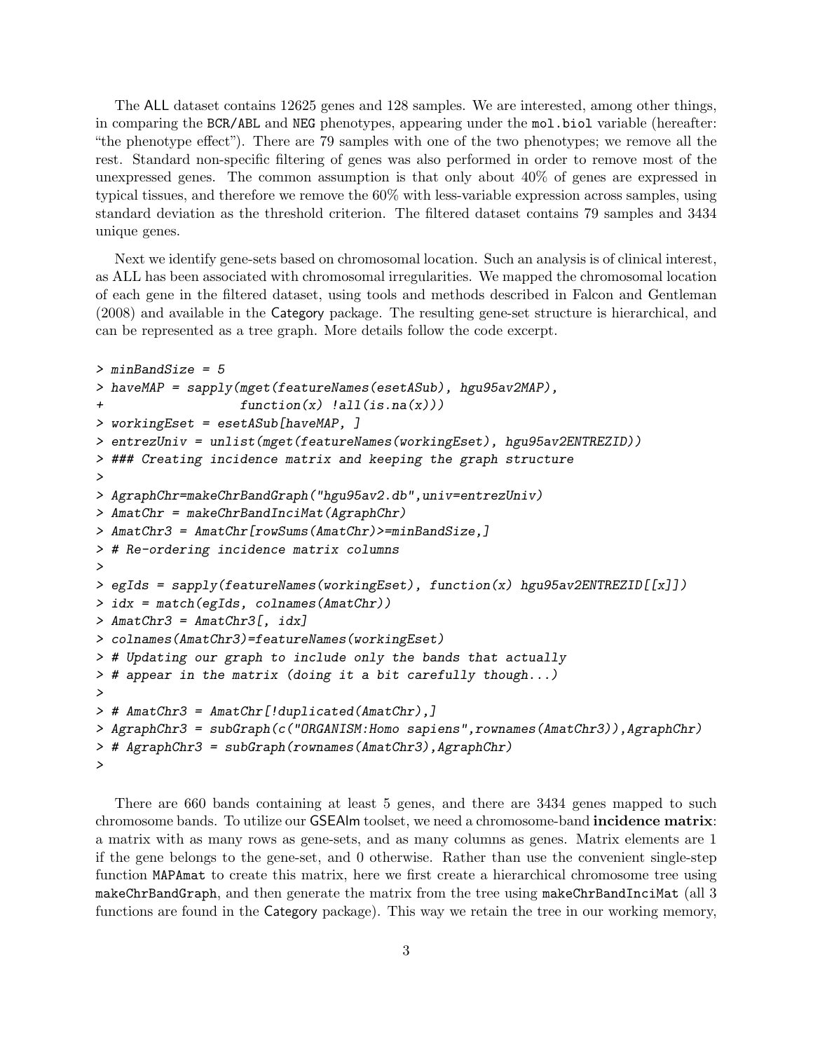The ALL dataset contains 12625 genes and 128 samples. We are interested, among other things, in comparing the BCR/ABL and NEG phenotypes, appearing under the mol.biol variable (hereafter: "the phenotype effect"). There are 79 samples with one of the two phenotypes; we remove all the rest. Standard non-specific filtering of genes was also performed in order to remove most of the unexpressed genes. The common assumption is that only about 40% of genes are expressed in typical tissues, and therefore we remove the 60% with less-variable expression across samples, using standard deviation as the threshold criterion. The filtered dataset contains 79 samples and 3434 unique genes.

Next we identify gene-sets based on chromosomal location. Such an analysis is of clinical interest, as ALL has been associated with chromosomal irregularities. We mapped the chromosomal location of each gene in the filtered dataset, using tools and methods described in Falcon and Gentleman (2008) and available in the Category package. The resulting gene-set structure is hierarchical, and can be represented as a tree graph. More details follow the code excerpt.

```
> minBandSize = 5
> haveMAP = sapply(mget(featureNames(esetASub), hgu95av2MAP),
+                  function(x) !all(is.na(x)))
> workingEset = esetASub[haveMAP, ]
> entrezUniv = unlist(mget(featureNames(workingEset), hgu95av2ENTREZID))
> ### Creating incidence matrix and keeping the graph structure
>
> AgraphChr=makeChrBandGraph("hgu95av2.db",univ=entrezUniv)
> AmatChr = makeChrBandInciMat(AgraphChr)
> AmatChr3 = AmatChr[rowSums(AmatChr)>=minBandSize,]
> # Re-ordering incidence matrix columns
>
> egIds = sapply(featureNames(workingEset), function(x) hgu95av2ENTREZID[[x]])
> idx = match(egIds, colnames(AmatChr))
> AmatChr3 = AmatChr3[, idx]
> colnames(AmatChr3)=featureNames(workingEset)
> # Updating our graph to include only the bands that actually
> # appear in the matrix (doing it a bit carefully though...)
>
> # AmatChr3 = AmatChr[!duplicated(AmatChr),]
> AgraphChr3 = subGraph(c("ORGANISM:Homo sapiens",rownames(AmatChr3)),AgraphChr)
> # AgraphChr3 = subGraph(rownames(AmatChr3),AgraphChr)
>
```

There are 660 bands containing at least 5 genes, and there are 3434 genes mapped to such chromosome bands. To utilize our GSEAlm toolset, we need a chromosome-band **incidence matrix**: a matrix with as many rows as gene-sets, and as many columns as genes. Matrix elements are 1 if the gene belongs to the gene-set, and 0 otherwise. Rather than use the convenient single-step function MAPAmat to create this matrix, here we first create a hierarchical chromosome tree using makeChrBandGraph, and then generate the matrix from the tree using makeChrBandInciMat (all 3 functions are found in the Category package). This way we retain the tree in our working memory,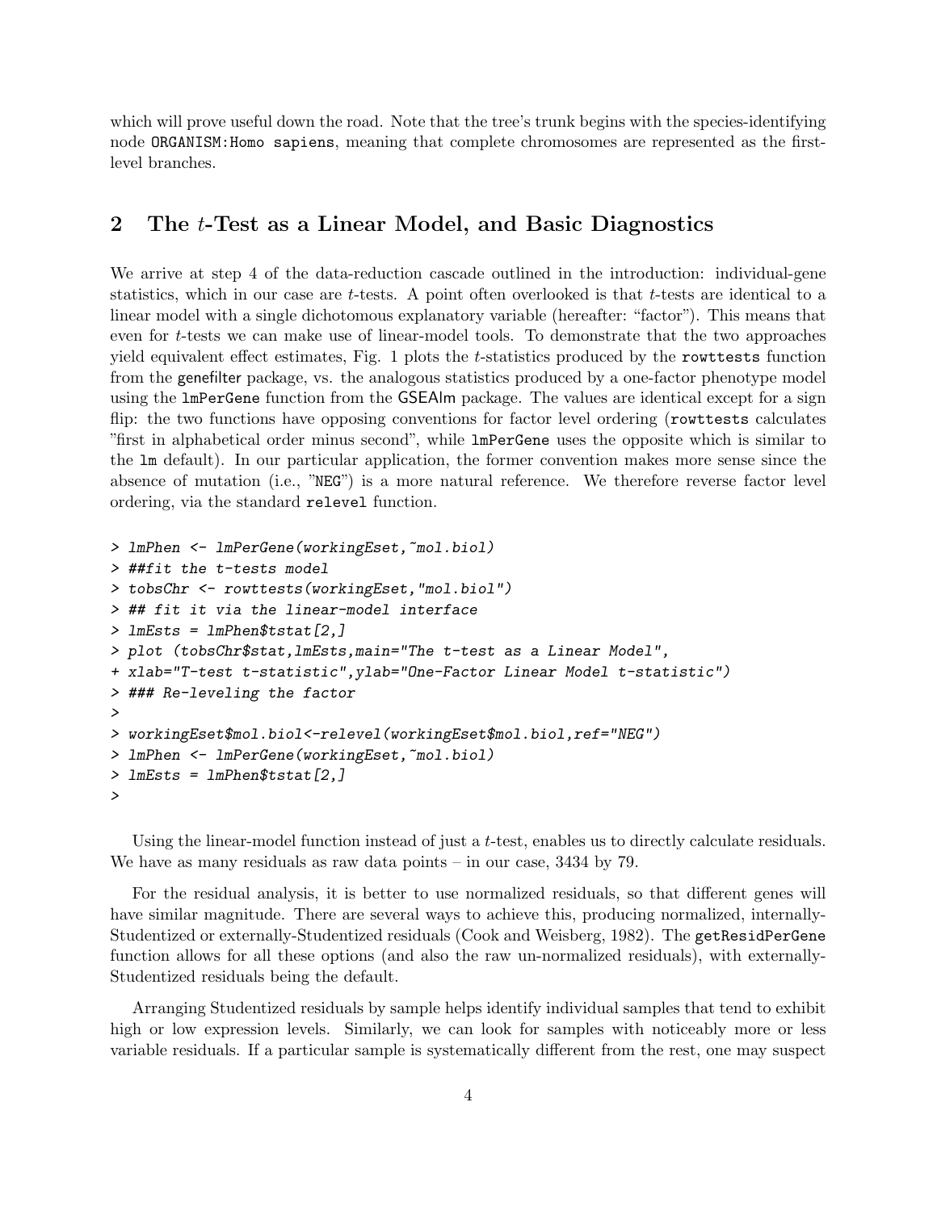which will prove useful down the road. Note that the tree's trunk begins with the species-identifying node ORGANISM:Homo sapiens, meaning that complete chromosomes are represented as the first-level branches.

## 2 The $t$-Test as a Linear Model, and Basic Diagnostics

We arrive at step 4 of the data-reduction cascade outlined in the introduction: individual-gene statistics, which in our case are $t$-tests. A point often overlooked is that $t$-tests are identical to a linear model with a single dichotomous explanatory variable (hereafter: "factor"). This means that even for $t$-tests we can make use of linear-model tools. To demonstrate that the two approaches yield equivalent effect estimates, Fig. 1 plots the $t$-statistics produced by the `rowttests` function from the genefilter package, vs. the analogous statistics produced by a one-factor phenotype model using the `lmPerGene` function from the GSEAlm package. The values are identical except for a sign flip: the two functions have opposing conventions for factor level ordering (`rowttests` calculates "first in alphabetical order minus second", while `lmPerGene` uses the opposite which is similar to the `lm` default). In our particular application, the former convention makes more sense since the absence of mutation (i.e., "NEG") is a more natural reference. We therefore reverse factor level ordering, via the standard `relevel` function.

```
> lmPhen <- lmPerGene(workingEset,~mol.biol)
> ##fit the t-tests model
> tobsChr <- rowttests(workingEset,"mol.biol")
> ## fit it via the linear-model interface
> lmEsts = lmPhen$tstat[2,]
> plot (tobsChr$stat,lmEsts,main="The t-test as a Linear Model",
+ xlab="T-test t-statistic",ylab="One-Factor Linear Model t-statistic")
> ### Re-leveling the factor
>
> workingEset$mol.biol<-relevel(workingEset$mol.biol,ref="NEG")
> lmPhen <- lmPerGene(workingEset,~mol.biol)
> lmEsts = lmPhen$tstat[2,]
>
```

Using the linear-model function instead of just a $t$-test, enables us to directly calculate residuals. We have as many residuals as raw data points – in our case, 3434 by 79.

For the residual analysis, it is better to use normalized residuals, so that different genes will have similar magnitude. There are several ways to achieve this, producing normalized, internally-Studentized or externally-Studentized residuals (Cook and Weisberg, 1982). The `getResidPerGene` function allows for all these options (and also the raw un-normalized residuals), with externally-Studentized residuals being the default.

Arranging Studentized residuals by sample helps identify individual samples that tend to exhibit high or low expression levels. Similarly, we can look for samples with noticeably more or less variable residuals. If a particular sample is systematically different from the rest, one may suspect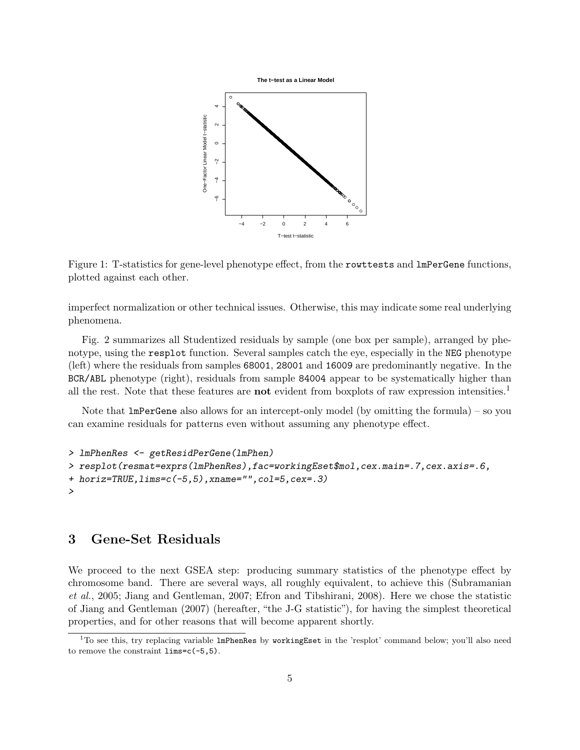Figure 1: T-statistics for gene-level phenotype effect, from the `rowttests` and `lmPerGene` functions, plotted against each other.

imperfect normalization or other technical issues. Otherwise, this may indicate some real underlying phenomena.

Fig. 2 summarizes all Studentized residuals by sample (one box per sample), arranged by phenotype, using the `resplot` function. Several samples catch the eye, especially in the `NEG` phenotype (left) where the residuals from samples `68001`, `28001` and `16009` are predominantly negative. In the `BCR/ABL` phenotype (right), residuals from sample `84004` appear to be systematically higher than all the rest. Note that these features are **not** evident from boxplots of raw expression intensities.[1]

Note that `lmPerGene` also allows for an intercept-only model (by omitting the formula) – so you can examine residuals for patterns even without assuming any phenotype effect.

```
> lmPhenRes <- getResidPerGene(lmPhen)
> resplot(resmat=exprs(lmPhenRes),fac=workingEset$mol,cex.main=.7,cex.axis=.6,
+ horiz=TRUE,lims=c(-5,5),xname="",col=5,cex=.3)
>
```

## 3 Gene-Set Residuals

We proceed to the next GSEA step: producing summary statistics of the phenotype effect by chromosome band. There are several ways, all roughly equivalent, to achieve this (Subramanian *et al.*, 2005; Jiang and Gentleman, 2007; Efron and Tibshirani, 2008). Here we chose the statistic of Jiang and Gentleman (2007) (hereafter, "the J-G statistic"), for having the simplest theoretical properties, and for other reasons that will become apparent shortly.

[1] To see this, try replacing variable `lmPhenRes` by `workingEset` in the 'resplot' command below; you'll also need to remove the constraint `lims=c(-5,5)`.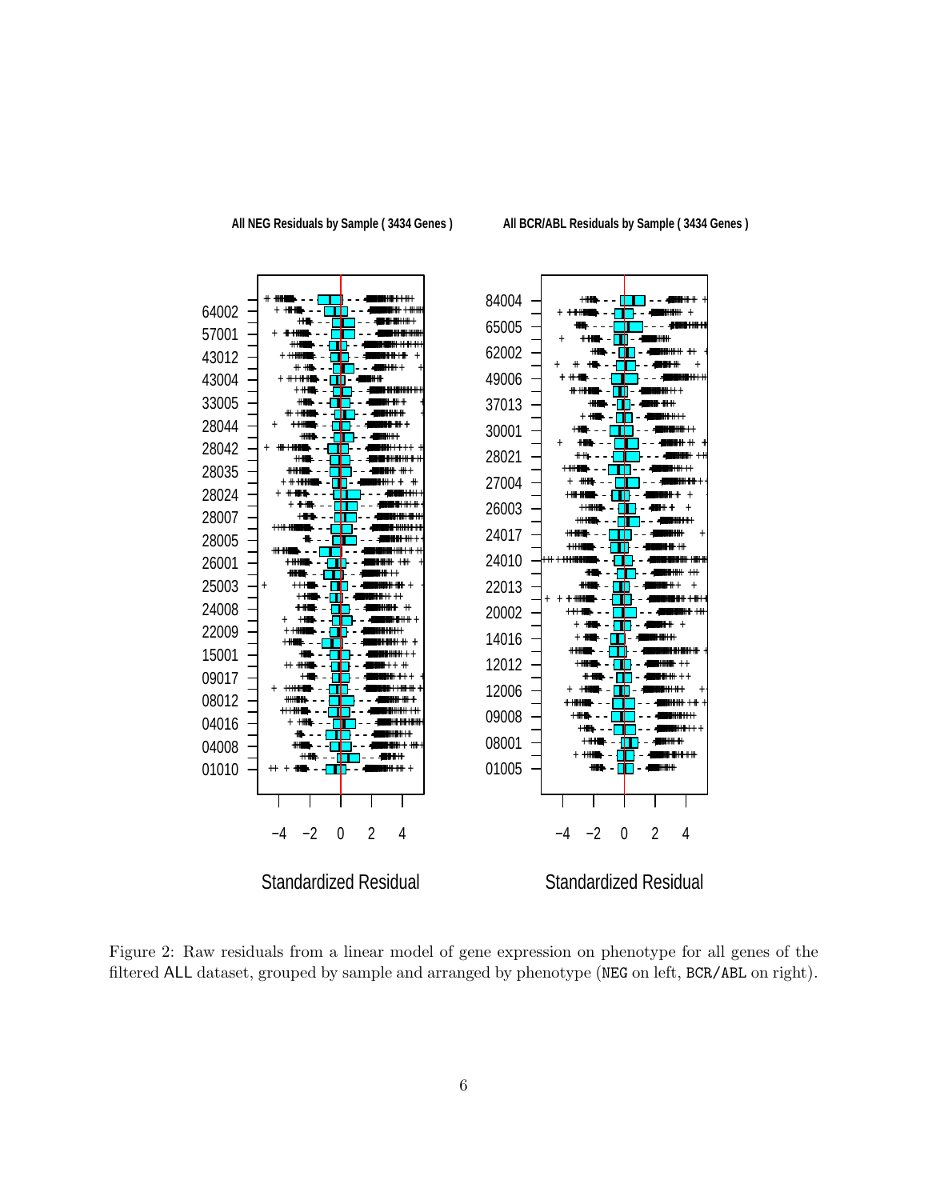Figure 2: Raw residuals from a linear model of gene expression on phenotype for all genes of the filtered ALL dataset, grouped by sample and arranged by phenotype (NEG on left, BCR/ABL on right).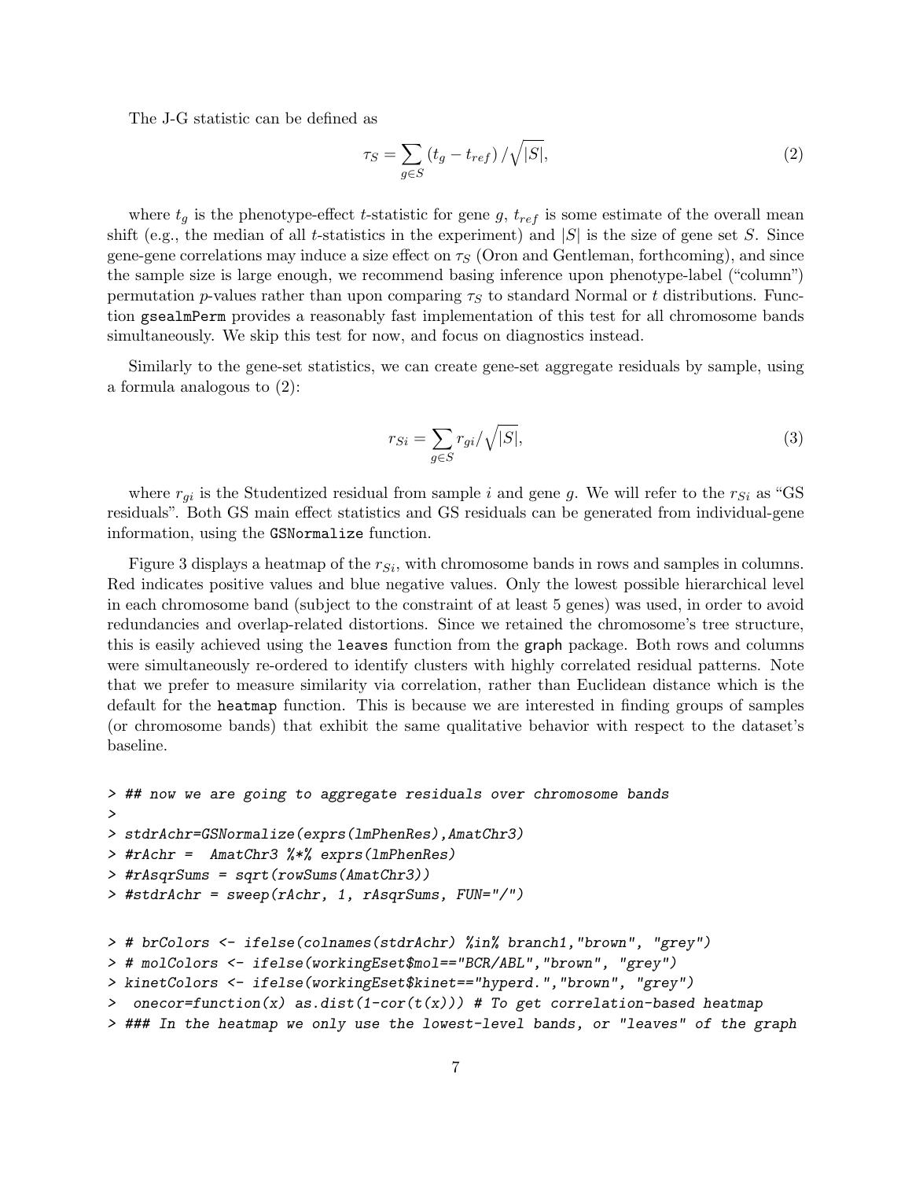The J-G statistic can be defined as

$$\tau_S = \sum_{g \in S} \left(t_g - t_{ref}\right) / \sqrt{|S|}, \tag{2}$$

where $t_g$ is the phenotype-effect $t$-statistic for gene $g$, $t_{ref}$ is some estimate of the overall mean shift (e.g., the median of all $t$-statistics in the experiment) and $|S|$ is the size of gene set $S$. Since gene-gene correlations may induce a size effect on $\tau_S$ (Oron and Gentleman, forthcoming), and since the sample size is large enough, we recommend basing inference upon phenotype-label ("column") permutation $p$-values rather than upon comparing $\tau_S$ to standard Normal or $t$ distributions. Function `gsealmPerm` provides a reasonably fast implementation of this test for all chromosome bands simultaneously. We skip this test for now, and focus on diagnostics instead.

Similarly to the gene-set statistics, we can create gene-set aggregate residuals by sample, using a formula analogous to (2):

$$r_{Si} = \sum_{g \in S} r_{gi} / \sqrt{|S|}, \tag{3}$$

where $r_{gi}$ is the Studentized residual from sample $i$ and gene $g$. We will refer to the $r_{Si}$ as "GS residuals". Both GS main effect statistics and GS residuals can be generated from individual-gene information, using the `GSNormalize` function.

Figure 3 displays a heatmap of the $r_{Si}$, with chromosome bands in rows and samples in columns. Red indicates positive values and blue negative values. Only the lowest possible hierarchical level in each chromosome band (subject to the constraint of at least 5 genes) was used, in order to avoid redundancies and overlap-related distortions. Since we retained the chromosome's tree structure, this is easily achieved using the `leaves` function from the `graph` package. Both rows and columns were simultaneously re-ordered to identify clusters with highly correlated residual patterns. Note that we prefer to measure similarity via correlation, rather than Euclidean distance which is the default for the `heatmap` function. This is because we are interested in finding groups of samples (or chromosome bands) that exhibit the same qualitative behavior with respect to the dataset's baseline.

```
> ## now we are going to aggregate residuals over chromosome bands
>
> stdrAchr=GSNormalize(exprs(lmPhenRes),AmatChr3)
> #rAchr =  AmatChr3 %*% exprs(lmPhenRes)
> #rAsqrSums = sqrt(rowSums(AmatChr3))
> #stdrAchr = sweep(rAchr, 1, rAsqrSums, FUN="/")

> # brColors <- ifelse(colnames(stdrAchr) %in% branch1,"brown", "grey")
> # molColors <- ifelse(workingEset$mol=="BCR/ABL","brown", "grey")
> kinetColors <- ifelse(workingEset$kinet=="hyperd.","brown", "grey")
>  onecor=function(x) as.dist(1-cor(t(x))) # To get correlation-based heatmap
> ### In the heatmap we only use the lowest-level bands, or "leaves" of the graph
```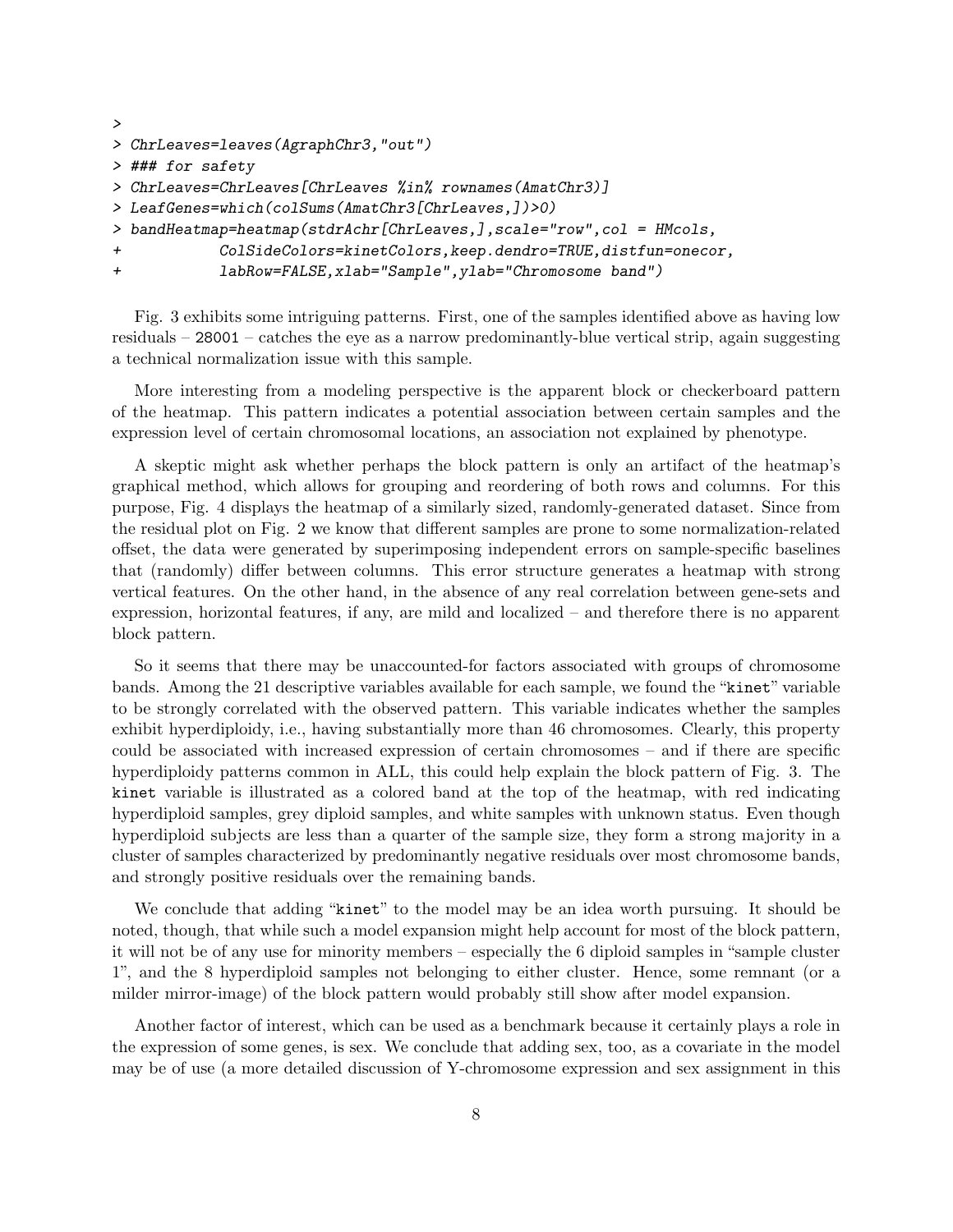```
>
> ChrLeaves=leaves(AgraphChr3,"out")
> ### for safety
> ChrLeaves=ChrLeaves[ChrLeaves %in% rownames(AmatChr3)]
> LeafGenes=which(colSums(AmatChr3[ChrLeaves,])>0)
> bandHeatmap=heatmap(stdrAchr[ChrLeaves,],scale="row",col = HMcols,
+           ColSideColors=kinetColors,keep.dendro=TRUE,distfun=onecor,
+           labRow=FALSE,xlab="Sample",ylab="Chromosome band")
```

Fig. 3 exhibits some intriguing patterns. First, one of the samples identified above as having low residuals – `28001` – catches the eye as a narrow predominantly-blue vertical strip, again suggesting a technical normalization issue with this sample.

More interesting from a modeling perspective is the apparent block or checkerboard pattern of the heatmap. This pattern indicates a potential association between certain samples and the expression level of certain chromosomal locations, an association not explained by phenotype.

A skeptic might ask whether perhaps the block pattern is only an artifact of the heatmap's graphical method, which allows for grouping and reordering of both rows and columns. For this purpose, Fig. 4 displays the heatmap of a similarly sized, randomly-generated dataset. Since from the residual plot on Fig. 2 we know that different samples are prone to some normalization-related offset, the data were generated by superimposing independent errors on sample-specific baselines that (randomly) differ between columns. This error structure generates a heatmap with strong vertical features. On the other hand, in the absence of any real correlation between gene-sets and expression, horizontal features, if any, are mild and localized – and therefore there is no apparent block pattern.

So it seems that there may be unaccounted-for factors associated with groups of chromosome bands. Among the 21 descriptive variables available for each sample, we found the "`kinet`" variable to be strongly correlated with the observed pattern. This variable indicates whether the samples exhibit hyperdiploidy, i.e., having substantially more than 46 chromosomes. Clearly, this property could be associated with increased expression of certain chromosomes – and if there are specific hyperdiploidy patterns common in ALL, this could help explain the block pattern of Fig. 3. The `kinet` variable is illustrated as a colored band at the top of the heatmap, with red indicating hyperdiploid samples, grey diploid samples, and white samples with unknown status. Even though hyperdiploid subjects are less than a quarter of the sample size, they form a strong majority in a cluster of samples characterized by predominantly negative residuals over most chromosome bands, and strongly positive residuals over the remaining bands.

We conclude that adding "`kinet`" to the model may be an idea worth pursuing. It should be noted, though, that while such a model expansion might help account for most of the block pattern, it will not be of any use for minority members – especially the 6 diploid samples in "sample cluster 1", and the 8 hyperdiploid samples not belonging to either cluster. Hence, some remnant (or a milder mirror-image) of the block pattern would probably still show after model expansion.

Another factor of interest, which can be used as a benchmark because it certainly plays a role in the expression of some genes, is sex. We conclude that adding sex, too, as a covariate in the model may be of use (a more detailed discussion of Y-chromosome expression and sex assignment in this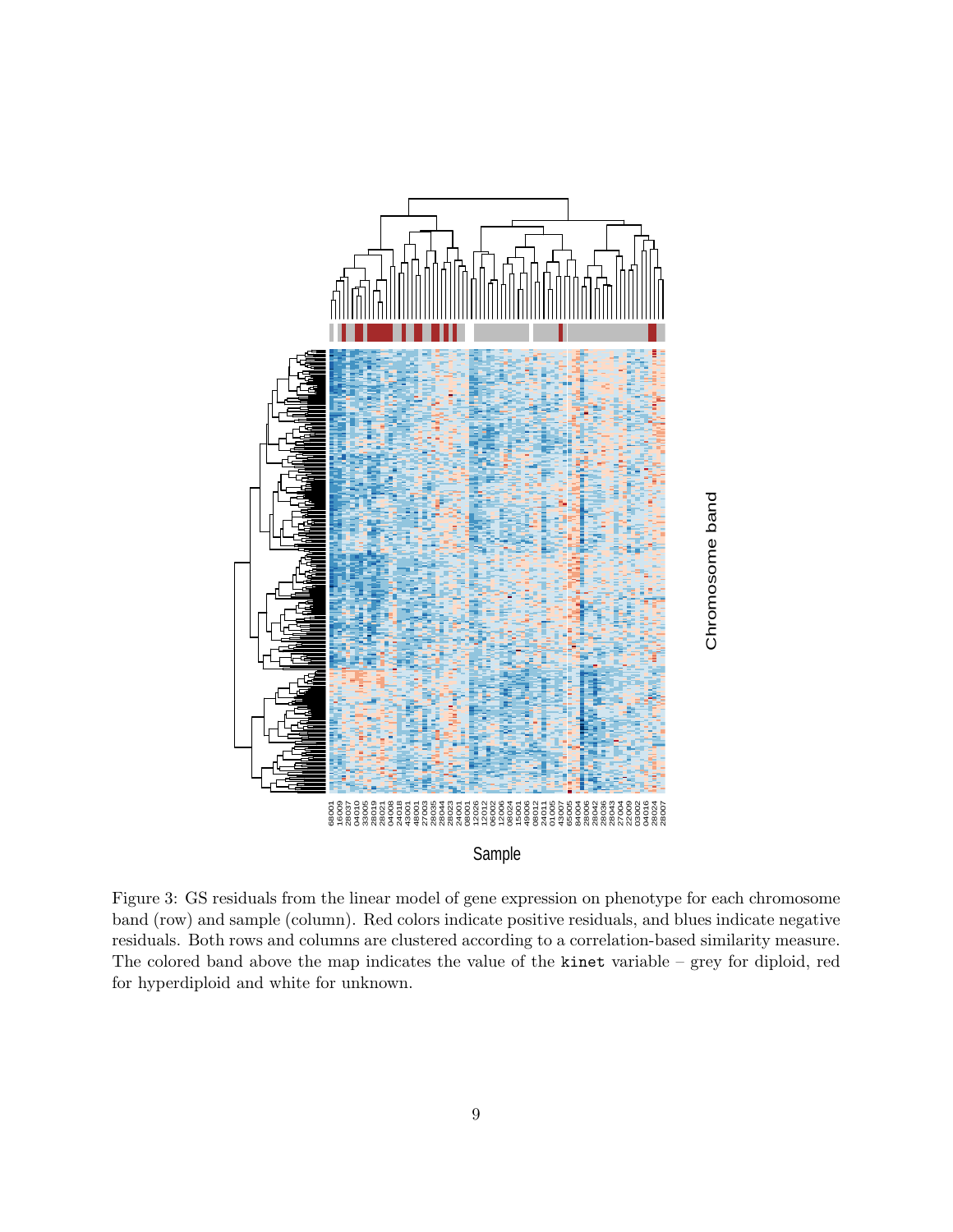Figure 3: GS residuals from the linear model of gene expression on phenotype for each chromosome band (row) and sample (column). Red colors indicate positive residuals, and blues indicate negative residuals. Both rows and columns are clustered according to a correlation-based similarity measure. The colored band above the map indicates the value of the `kinet` variable – grey for diploid, red for hyperdiploid and white for unknown.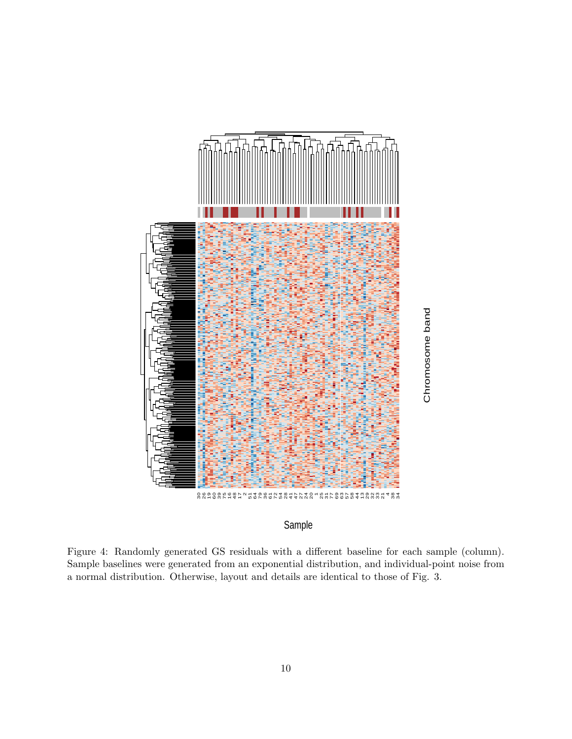Figure 4: Randomly generated GS residuals with a different baseline for each sample (column). Sample baselines were generated from an exponential distribution, and individual-point noise from a normal distribution. Otherwise, layout and details are identical to those of Fig. 3.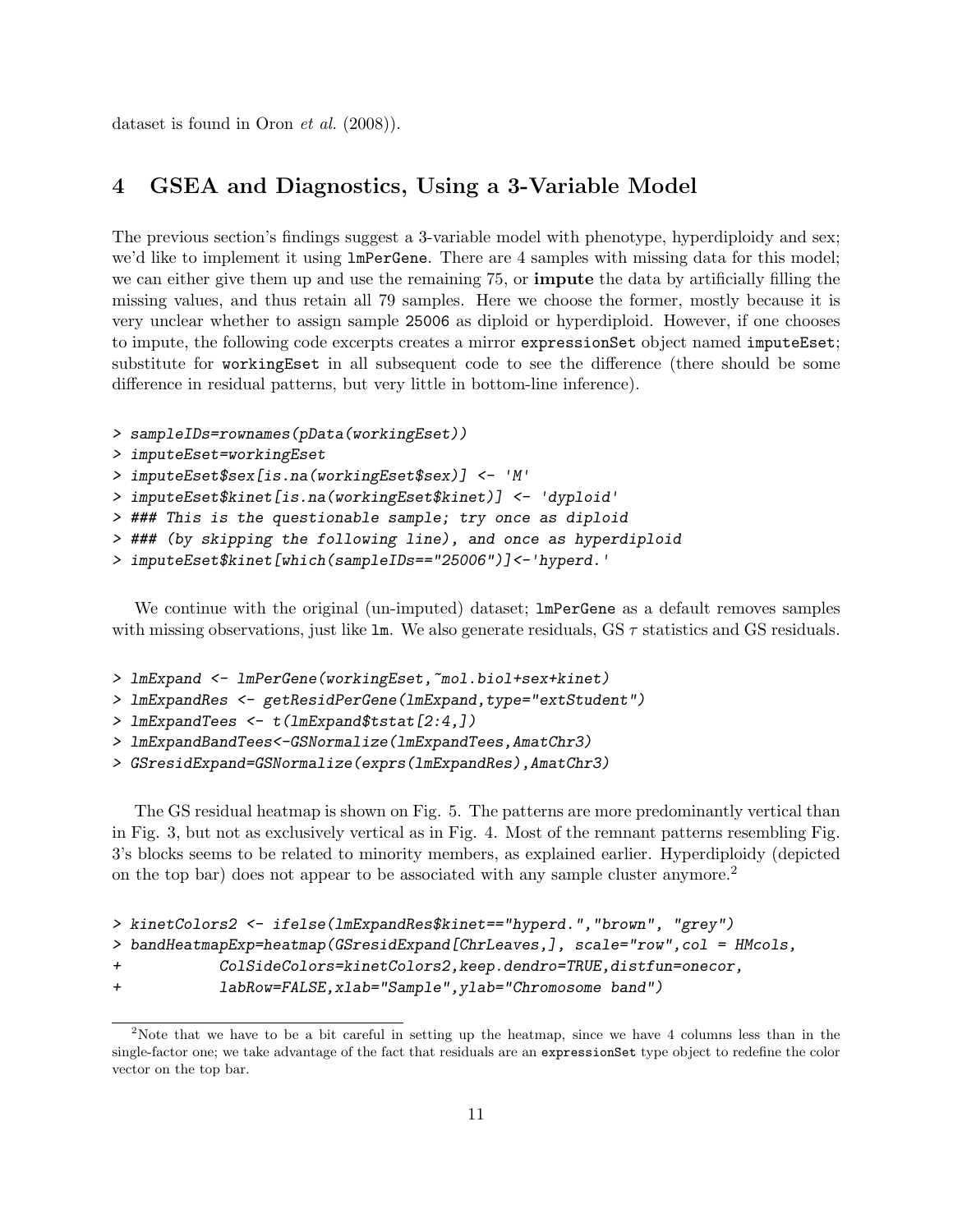dataset is found in Oron *et al.* (2008)).

## 4 GSEA and Diagnostics, Using a 3-Variable Model

The previous section's findings suggest a 3-variable model with phenotype, hyperdiploidy and sex; we'd like to implement it using `lmPerGene`. There are 4 samples with missing data for this model; we can either give them up and use the remaining 75, or **impute** the data by artificially filling the missing values, and thus retain all 79 samples. Here we choose the former, mostly because it is very unclear whether to assign sample `25006` as diploid or hyperdiploid. However, if one chooses to impute, the following code excerpts creates a mirror `expressionSet` object named `imputeEset`; substitute for `workingEset` in all subsequent code to see the difference (there should be some difference in residual patterns, but very little in bottom-line inference).

```
> sampleIDs=rownames(pData(workingEset))
> imputeEset=workingEset
> imputeEset$sex[is.na(workingEset$sex)] <- 'M'
> imputeEset$kinet[is.na(workingEset$kinet)] <- 'dyploid'
> ### This is the questionable sample; try once as diploid
> ### (by skipping the following line), and once as hyperdiploid
> imputeEset$kinet[which(sampleIDs=="25006")]<-'hyperd.'
```

We continue with the original (un-imputed) dataset; `lmPerGene` as a default removes samples with missing observations, just like `lm`. We also generate residuals, GS $\tau$ statistics and GS residuals.

```
> lmExpand <- lmPerGene(workingEset,~mol.biol+sex+kinet)
> lmExpandRes <- getResidPerGene(lmExpand,type="extStudent")
> lmExpandTees <- t(lmExpand$tstat[2:4,])
> lmExpandBandTees<-GSNormalize(lmExpandTees,AmatChr3)
> GSresidExpand=GSNormalize(exprs(lmExpandRes),AmatChr3)
```

The GS residual heatmap is shown on Fig. 5. The patterns are more predominantly vertical than in Fig. 3, but not as exclusively vertical as in Fig. 4. Most of the remnant patterns resembling Fig. 3's blocks seems to be related to minority members, as explained earlier. Hyperdiploidy (depicted on the top bar) does not appear to be associated with any sample cluster anymore.[2]

```
> kinetColors2 <- ifelse(lmExpandRes$kinet=="hyperd.","brown", "grey")
> bandHeatmapExp=heatmap(GSresidExpand[ChrLeaves,], scale="row",col = HMcols,
+            ColSideColors=kinetColors2,keep.dendro=TRUE,distfun=onecor,
+            labRow=FALSE,xlab="Sample",ylab="Chromosome band")
```

[2] Note that we have to be a bit careful in setting up the heatmap, since we have 4 columns less than in the single-factor one; we take advantage of the fact that residuals are an `expressionSet` type object to redefine the color vector on the top bar.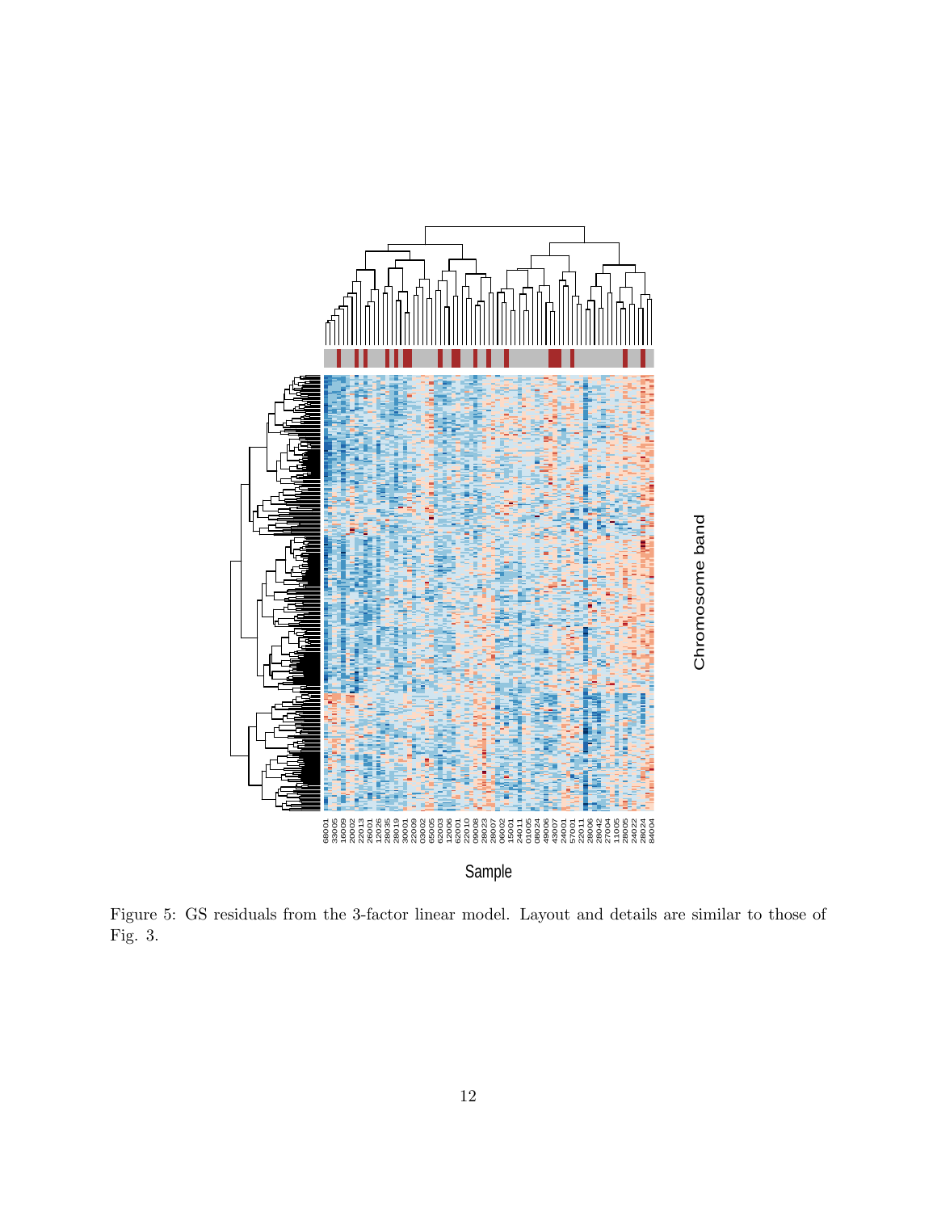Figure 5: GS residuals from the 3-factor linear model. Layout and details are similar to those of Fig. 3.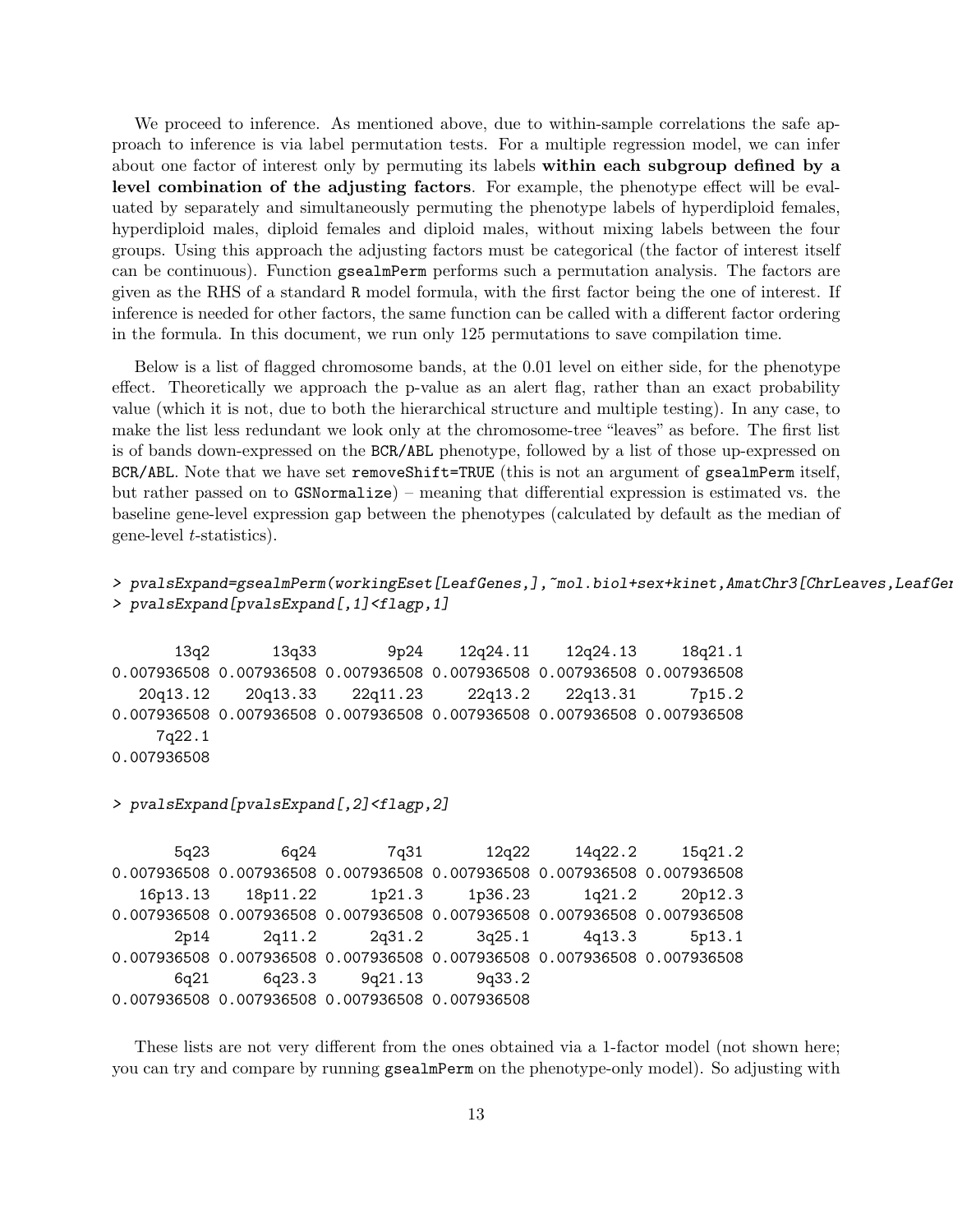We proceed to inference. As mentioned above, due to within-sample correlations the safe approach to inference is via label permutation tests. For a multiple regression model, we can infer about one factor of interest only by permuting its labels **within each subgroup defined by a level combination of the adjusting factors**. For example, the phenotype effect will be evaluated by separately and simultaneously permuting the phenotype labels of hyperdiploid females, hyperdiploid males, diploid females and diploid males, without mixing labels between the four groups. Using this approach the adjusting factors must be categorical (the factor of interest itself can be continuous). Function `gsealmPerm` performs such a permutation analysis. The factors are given as the RHS of a standard `R` model formula, with the first factor being the one of interest. If inference is needed for other factors, the same function can be called with a different factor ordering in the formula. In this document, we run only 125 permutations to save compilation time.

Below is a list of flagged chromosome bands, at the 0.01 level on either side, for the phenotype effect. Theoretically we approach the p-value as an alert flag, rather than an exact probability value (which it is not, due to both the hierarchical structure and multiple testing). In any case, to make the list less redundant we look only at the chromosome-tree "leaves" as before. The first list is of bands down-expressed on the `BCR/ABL` phenotype, followed by a list of those up-expressed on `BCR/ABL`. Note that we have set `removeShift=TRUE` (this is not an argument of `gsealmPerm` itself, but rather passed on to `GSNormalize`) – meaning that differential expression is estimated vs. the baseline gene-level expression gap between the phenotypes (calculated by default as the median of gene-level $t$-statistics).

```
> pvalsExpand=gsealmPerm(workingEset[LeafGenes,],~mol.biol+sex+kinet,AmatChr3[ChrLeaves,LeafGen
> pvalsExpand[pvalsExpand[,1]<flagp,1]

       13q2        13q33         9p24     12q24.11     12q24.13      18q21.1
0.007936508 0.007936508 0.007936508 0.007936508 0.007936508 0.007936508
   20q13.12     20q13.33     22q11.23      22q13.2     22q13.31       7p15.2
0.007936508 0.007936508 0.007936508 0.007936508 0.007936508 0.007936508
     7q22.1
0.007936508

> pvalsExpand[pvalsExpand[,2]<flagp,2]

       5q23         6q24         7q31        12q22      14q22.2      15q21.2
0.007936508 0.007936508 0.007936508 0.007936508 0.007936508 0.007936508
   16p13.13     18p11.22       1p21.3      1p36.23       1q21.2      20p12.3
0.007936508 0.007936508 0.007936508 0.007936508 0.007936508 0.007936508
       2p14       2q11.2       2q31.2       3q25.1       4q13.3       5p13.1
0.007936508 0.007936508 0.007936508 0.007936508 0.007936508 0.007936508
       6q21       6q23.3      9q21.13       9q33.2
0.007936508 0.007936508 0.007936508 0.007936508
```

These lists are not very different from the ones obtained via a 1-factor model (not shown here; you can try and compare by running `gsealmPerm` on the phenotype-only model). So adjusting with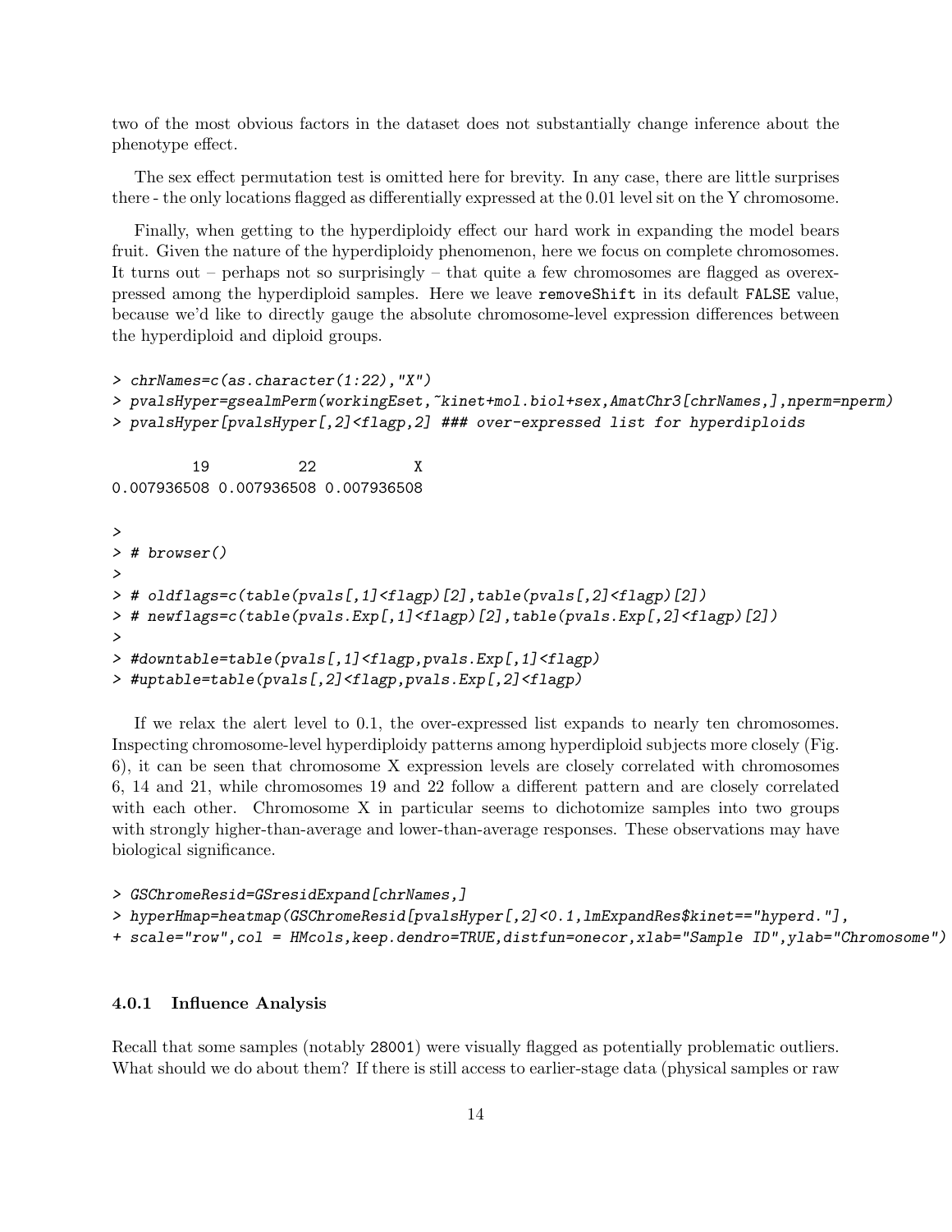two of the most obvious factors in the dataset does not substantially change inference about the phenotype effect.

The sex effect permutation test is omitted here for brevity. In any case, there are little surprises there - the only locations flagged as differentially expressed at the 0.01 level sit on the Y chromosome.

Finally, when getting to the hyperdiploidy effect our hard work in expanding the model bears fruit. Given the nature of the hyperdiploidy phenomenon, here we focus on complete chromosomes. It turns out – perhaps not so surprisingly – that quite a few chromosomes are flagged as overexpressed among the hyperdiploid samples. Here we leave `removeShift` in its default `FALSE` value, because we'd like to directly gauge the absolute chromosome-level expression differences between the hyperdiploid and diploid groups.

```
> chrNames=c(as.character(1:22),"X")
> pvalsHyper=gsealmPerm(workingEset,~kinet+mol.biol+sex,AmatChr3[chrNames,],nperm=nperm)
> pvalsHyper[pvalsHyper[,2]<flagp,2] ### over-expressed list for hyperdiploids

         19          22           X 
0.007936508 0.007936508 0.007936508 

> 
> # browser()
> 
> # oldflags=c(table(pvals[,1]<flagp)[2],table(pvals[,2]<flagp)[2])
> # newflags=c(table(pvals.Exp[,1]<flagp)[2],table(pvals.Exp[,2]<flagp)[2])
> 
> #downtable=table(pvals[,1]<flagp,pvals.Exp[,1]<flagp)
> #uptable=table(pvals[,2]<flagp,pvals.Exp[,2]<flagp)
```

If we relax the alert level to 0.1, the over-expressed list expands to nearly ten chromosomes. Inspecting chromosome-level hyperdiploidy patterns among hyperdiploid subjects more closely (Fig. 6), it can be seen that chromosome X expression levels are closely correlated with chromosomes 6, 14 and 21, while chromosomes 19 and 22 follow a different pattern and are closely correlated with each other. Chromosome X in particular seems to dichotomize samples into two groups with strongly higher-than-average and lower-than-average responses. These observations may have biological significance.

```
> GSChromeResid=GSresidExpand[chrNames,]
> hyperHmap=heatmap(GSChromeResid[pvalsHyper[,2]<0.1,lmExpandRes$kinet=="hyperd."],
+ scale="row",col = HMcols,keep.dendro=TRUE,distfun=onecor,xlab="Sample ID",ylab="Chromosome")
```

### 4.0.1 Influence Analysis

Recall that some samples (notably 28001) were visually flagged as potentially problematic outliers. What should we do about them? If there is still access to earlier-stage data (physical samples or raw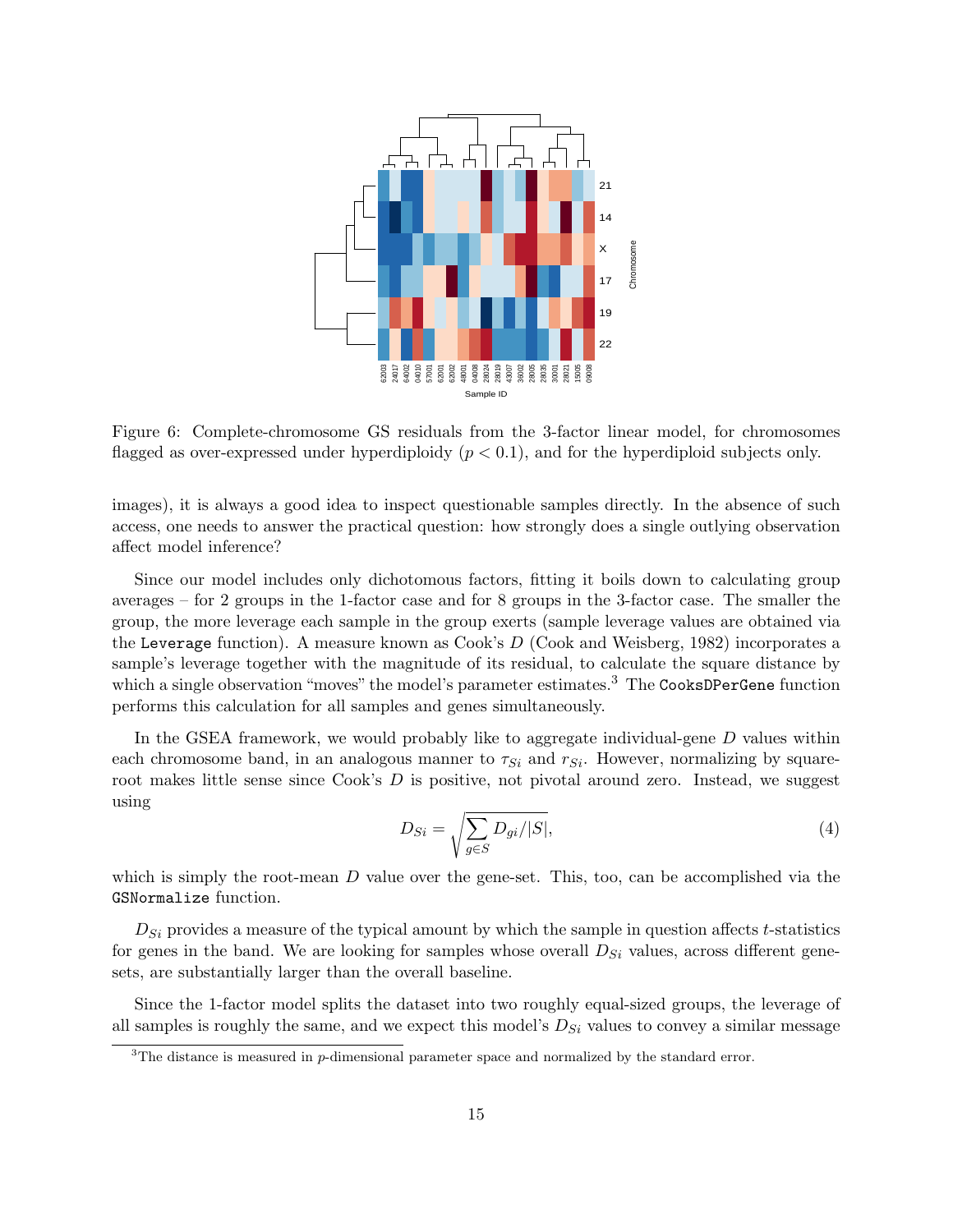Figure 6: Complete-chromosome GS residuals from the 3-factor linear model, for chromosomes flagged as over-expressed under hyperdiploidy ($p < 0.1$), and for the hyperdiploid subjects only.

images), it is always a good idea to inspect questionable samples directly. In the absence of such access, one needs to answer the practical question: how strongly does a single outlying observation affect model inference?

Since our model includes only dichotomous factors, fitting it boils down to calculating group averages – for 2 groups in the 1-factor case and for 8 groups in the 3-factor case. The smaller the group, the more leverage each sample in the group exerts (sample leverage values are obtained via the `Leverage` function). A measure known as Cook's $D$ (Cook and Weisberg, 1982) incorporates a sample's leverage together with the magnitude of its residual, to calculate the square distance by which a single observation "moves" the model's parameter estimates.[3] The `CooksDPerGene` function performs this calculation for all samples and genes simultaneously.

In the GSEA framework, we would probably like to aggregate individual-gene $D$ values within each chromosome band, in an analogous manner to $\tau_{Si}$ and $r_{Si}$. However, normalizing by square-root makes little sense since Cook's $D$ is positive, not pivotal around zero. Instead, we suggest using

$$D_{Si} = \sqrt{\sum_{g \in S} D_{gi}/|S|}, \tag{4}$$

which is simply the root-mean $D$ value over the gene-set. This, too, can be accomplished via the `GSNormalize` function.

$D_{Si}$ provides a measure of the typical amount by which the sample in question affects $t$-statistics for genes in the band. We are looking for samples whose overall $D_{Si}$ values, across different gene-sets, are substantially larger than the overall baseline.

Since the 1-factor model splits the dataset into two roughly equal-sized groups, the leverage of all samples is roughly the same, and we expect this model's $D_{Si}$ values to convey a similar message

[3] The distance is measured in $p$-dimensional parameter space and normalized by the standard error.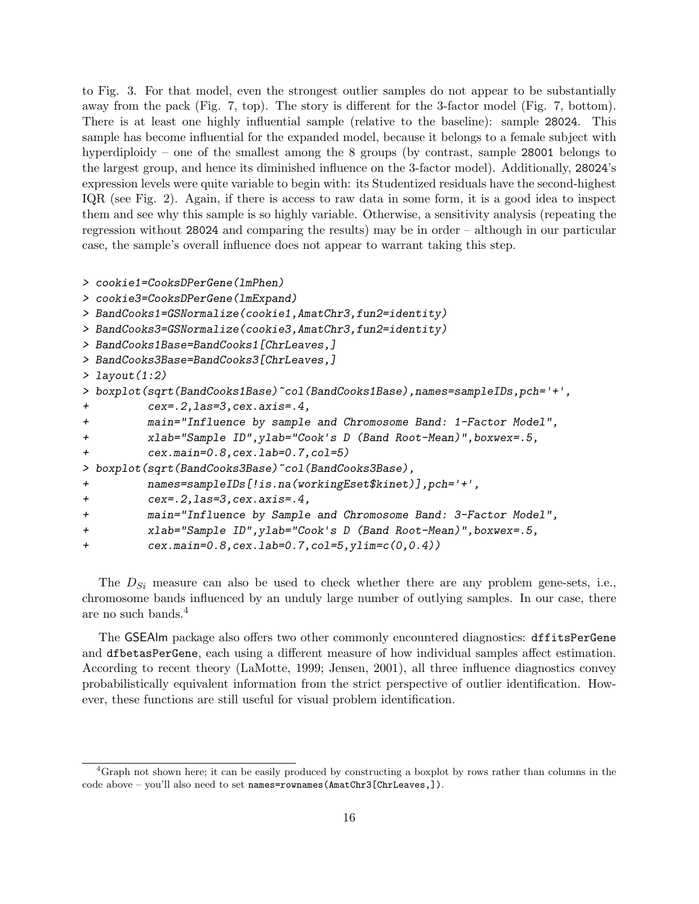to Fig. 3. For that model, even the strongest outlier samples do not appear to be substantially away from the pack (Fig. 7, top). The story is different for the 3-factor model (Fig. 7, bottom). There is at least one highly influential sample (relative to the baseline): sample 28024. This sample has become influential for the expanded model, because it belongs to a female subject with hyperdiploidy – one of the smallest among the 8 groups (by contrast, sample 28001 belongs to the largest group, and hence its diminished influence on the 3-factor model). Additionally, 28024's expression levels were quite variable to begin with: its Studentized residuals have the second-highest IQR (see Fig. 2). Again, if there is access to raw data in some form, it is a good idea to inspect them and see why this sample is so highly variable. Otherwise, a sensitivity analysis (repeating the regression without 28024 and comparing the results) may be in order – although in our particular case, the sample's overall influence does not appear to warrant taking this step.

```
> cookie1=CooksDPerGene(lmPhen)
> cookie3=CooksDPerGene(lmExpand)
> BandCooks1=GSNormalize(cookie1,AmatChr3,fun2=identity)
> BandCooks3=GSNormalize(cookie3,AmatChr3,fun2=identity)
> BandCooks1Base=BandCooks1[ChrLeaves,]
> BandCooks3Base=BandCooks3[ChrLeaves,]
> layout(1:2)
> boxplot(sqrt(BandCooks1Base)~col(BandCooks1Base),names=sampleIDs,pch='+',
+         cex=.2,las=3,cex.axis=.4,
+         main="Influence by sample and Chromosome Band: 1-Factor Model",
+         xlab="Sample ID",ylab="Cook's D (Band Root-Mean)",boxwex=.5,
+         cex.main=0.8,cex.lab=0.7,col=5)
> boxplot(sqrt(BandCooks3Base)~col(BandCooks3Base),
+         names=sampleIDs[!is.na(workingEset$kinet)],pch='+',
+         cex=.2,las=3,cex.axis=.4,
+         main="Influence by Sample and Chromosome Band: 3-Factor Model",
+         xlab="Sample ID",ylab="Cook's D (Band Root-Mean)",boxwex=.5,
+         cex.main=0.8,cex.lab=0.7,col=5,ylim=c(0,0.4))
```

The $D_{Si}$ measure can also be used to check whether there are any problem gene-sets, i.e., chromosome bands influenced by an unduly large number of outlying samples. In our case, there are no such bands.[4]

The GSEAlm package also offers two other commonly encountered diagnostics: dffitsPerGene and dfbetasPerGene, each using a different measure of how individual samples affect estimation. According to recent theory (LaMotte, 1999; Jensen, 2001), all three influence diagnostics convey probabilistically equivalent information from the strict perspective of outlier identification. However, these functions are still useful for visual problem identification.

[4] Graph not shown here; it can be easily produced by constructing a boxplot by rows rather than columns in the code above – you'll also need to set names=rownames(AmatChr3[ChrLeaves,]).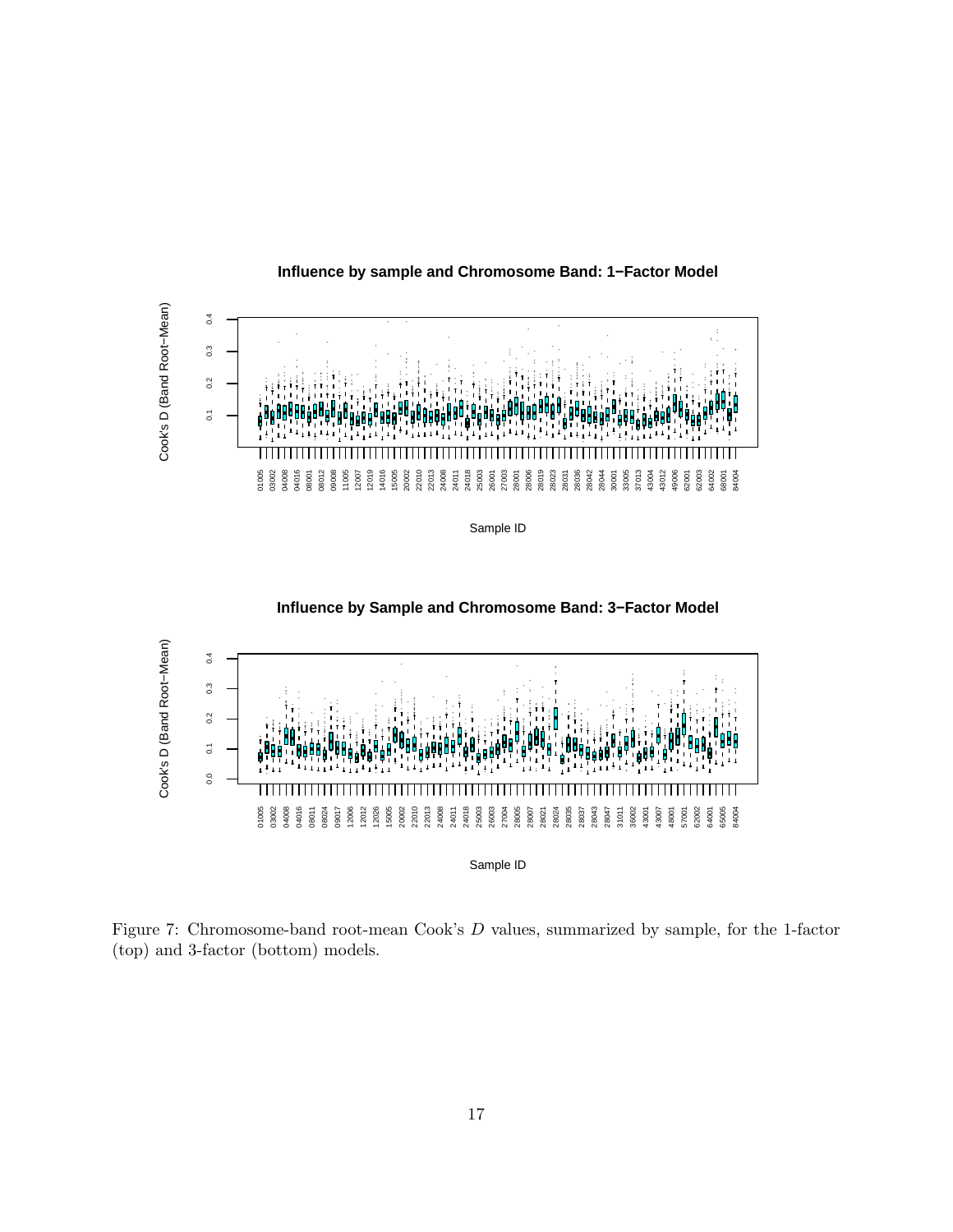Figure 7: Chromosome-band root-mean Cook's $D$ values, summarized by sample, for the 1-factor (top) and 3-factor (bottom) models.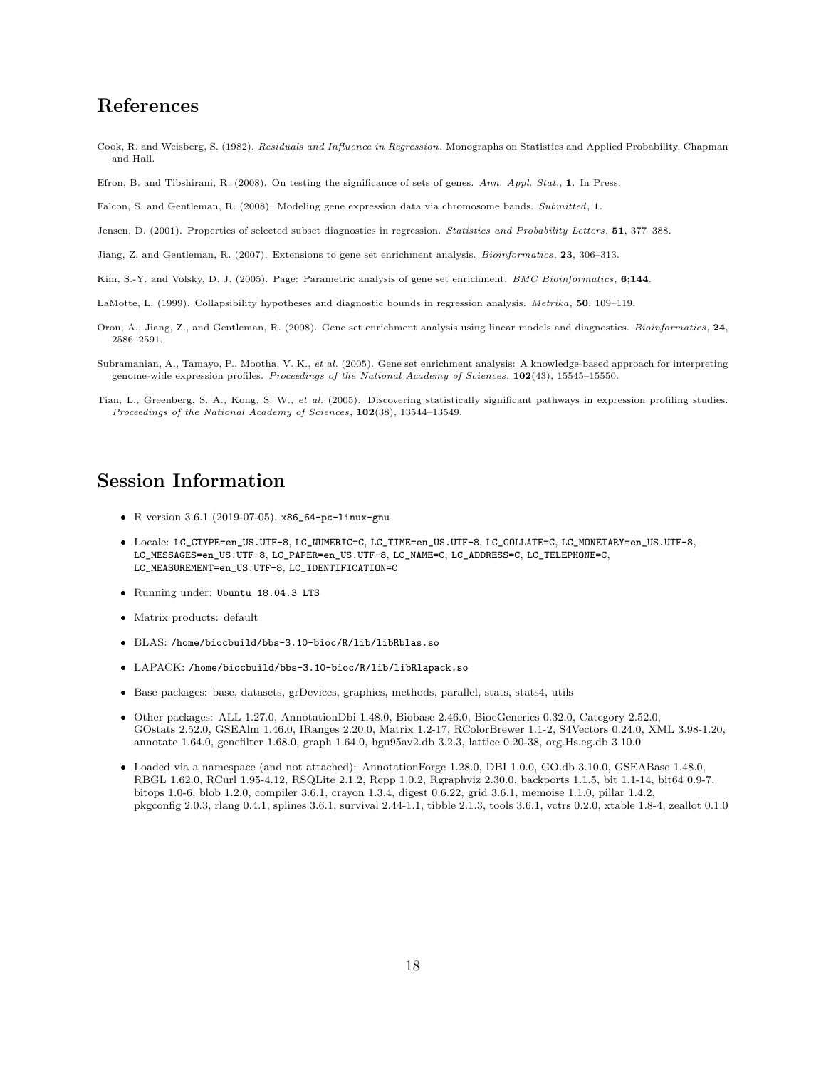## References

Cook, R. and Weisberg, S. (1982). *Residuals and Influence in Regression.* Monographs on Statistics and Applied Probability. Chapman and Hall.

Efron, B. and Tibshirani, R. (2008). On testing the significance of sets of genes. *Ann. Appl. Stat.*, **1**. In Press.

Falcon, S. and Gentleman, R. (2008). Modeling gene expression data via chromosome bands. *Submitted*, **1**.

Jensen, D. (2001). Properties of selected subset diagnostics in regression. *Statistics and Probability Letters*, **51**, 377–388.

Jiang, Z. and Gentleman, R. (2007). Extensions to gene set enrichment analysis. *Bioinformatics*, **23**, 306–313.

Kim, S.-Y. and Volsky, D. J. (2005). Page: Parametric analysis of gene set enrichment. *BMC Bioinformatics*, **6;144**.

LaMotte, L. (1999). Collapsibility hypotheses and diagnostic bounds in regression analysis. *Metrika*, **50**, 109–119.

Oron, A., Jiang, Z., and Gentleman, R. (2008). Gene set enrichment analysis using linear models and diagnostics. *Bioinformatics*, **24**, 2586–2591.

Subramanian, A., Tamayo, P., Mootha, V. K., *et al.* (2005). Gene set enrichment analysis: A knowledge-based approach for interpreting genome-wide expression profiles. *Proceedings of the National Academy of Sciences*, **102**(43), 15545–15550.

Tian, L., Greenberg, S. A., Kong, S. W., *et al.* (2005). Discovering statistically significant pathways in expression profiling studies. *Proceedings of the National Academy of Sciences*, **102**(38), 13544–13549.

## Session Information

- R version 3.6.1 (2019-07-05), `x86_64-pc-linux-gnu`
- Locale: `LC_CTYPE=en_US.UTF-8`, `LC_NUMERIC=C`, `LC_TIME=en_US.UTF-8`, `LC_COLLATE=C`, `LC_MONETARY=en_US.UTF-8`, `LC_MESSAGES=en_US.UTF-8`, `LC_PAPER=en_US.UTF-8`, `LC_NAME=C`, `LC_ADDRESS=C`, `LC_TELEPHONE=C`, `LC_MEASUREMENT=en_US.UTF-8`, `LC_IDENTIFICATION=C`
- Running under: `Ubuntu 18.04.3 LTS`
- Matrix products: default
- BLAS: `/home/biocbuild/bbs-3.10-bioc/R/lib/libRblas.so`
- LAPACK: `/home/biocbuild/bbs-3.10-bioc/R/lib/libRlapack.so`
- Base packages: base, datasets, grDevices, graphics, methods, parallel, stats, stats4, utils
- Other packages: ALL 1.27.0, AnnotationDbi 1.48.0, Biobase 2.46.0, BiocGenerics 0.32.0, Category 2.52.0, GOstats 2.52.0, GSEAlm 1.46.0, IRanges 2.20.0, Matrix 1.2-17, RColorBrewer 1.1-2, S4Vectors 0.24.0, XML 3.98-1.20, annotate 1.64.0, genefilter 1.68.0, graph 1.64.0, hgu95av2.db 3.2.3, lattice 0.20-38, org.Hs.eg.db 3.10.0
- Loaded via a namespace (and not attached): AnnotationForge 1.28.0, DBI 1.0.0, GO.db 3.10.0, GSEABase 1.48.0, RBGL 1.62.0, RCurl 1.95-4.12, RSQLite 2.1.2, Rcpp 1.0.2, Rgraphviz 2.30.0, backports 1.1.5, bit 1.1-14, bit64 0.9-7, bitops 1.0-6, blob 1.2.0, compiler 3.6.1, crayon 1.3.4, digest 0.6.22, grid 3.6.1, memoise 1.1.0, pillar 1.4.2, pkgconfig 2.0.3, rlang 0.4.1, splines 3.6.1, survival 2.44-1.1, tibble 2.1.3, tools 3.6.1, vctrs 0.2.0, xtable 1.8-4, zeallot 0.1.0